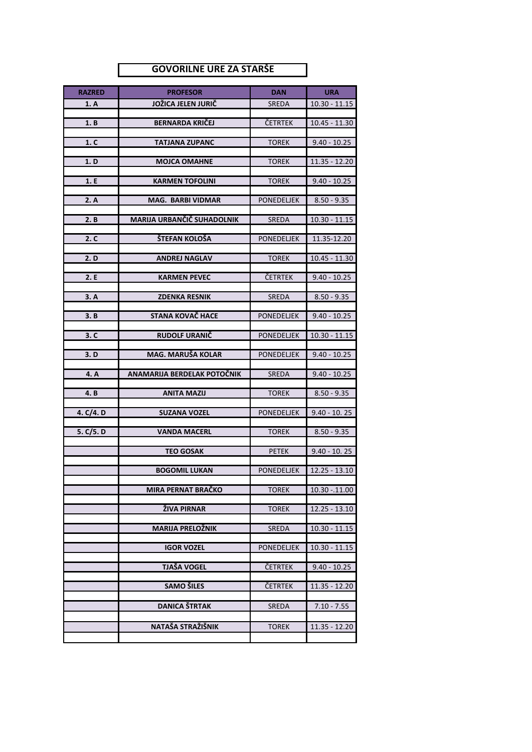# GOVORILNE URE ZA STARŠE

| RAZRED | PROFESOR | DAN | URA |
|---|---|---|---|
| 1. A | JOŽICA JELEN JURIČ | SREDA | 10.30 - 11.15 |
| 1. B | BERNARDA KRIČEJ | ČETRTEK | 10.45 - 11.30 |
| 1. C | TATJANA ZUPANC | TOREK | 9.40 - 10.25 |
| 1. D | MOJCA OMAHNE | TOREK | 11.35 - 12.20 |
| 1. E | KARMEN TOFOLINI | TOREK | 9.40 - 10.25 |
| 2. A | MAG. BARBI VIDMAR | PONEDELJEK | 8.50 - 9.35 |
| 2. B | MARIJA URBANČIČ SUHADOLNIK | SREDA | 10.30 - 11.15 |
| 2. C | ŠTEFAN KOLOŠA | PONEDELJEK | 11.35-12.20 |
| 2. D | ANDREJ NAGLAV | TOREK | 10.45 - 11.30 |
| 2. E | KARMEN PEVEC | ČETRTEK | 9.40 - 10.25 |
| 3. A | ZDENKA RESNIK | SREDA | 8.50 - 9.35 |
| 3. B | STANA KOVAČ HACE | PONEDELJEK | 9.40 - 10.25 |
| 3. C | RUDOLF URANIČ | PONEDELJEK | 10.30 - 11.15 |
| 3. D | MAG. MARUŠA KOLAR | PONEDELJEK | 9.40 - 10.25 |
| 4. A | ANAMARIJA BERDELAK POTOČNIK | SREDA | 9.40 - 10.25 |
| 4. B | ANITA MAZIJ | TOREK | 8.50 - 9.35 |
| 4. C/4. D | SUZANA VOZEL | PONEDELJEK | 9.40 - 10. 25 |
| 5. C/5. D | VANDA MACERL | TOREK | 8.50 - 9.35 |
| | TEO GOSAK | PETEK | 9.40 - 10. 25 |
| | BOGOMIL LUKAN | PONEDELJEK | 12.25 - 13.10 |
| | MIRA PERNAT BRAČKO | TOREK | 10.30 -.11.00 |
| | ŽIVA PIRNAR | TOREK | 12.25 - 13.10 |
| | MARIJA PRELOŽNIK | SREDA | 10.30 - 11.15 |
| | IGOR VOZEL | PONEDELJEK | 10.30 - 11.15 |
| | TJAŠA VOGEL | ČETRTEK | 9.40 - 10.25 |
| | SAMO ŠILES | ČETRTEK | 11.35 - 12.20 |
| | DANICA ŠTRTAK | SREDA | 7.10 - 7.55 |
| | NATAŠA STRAŽIŠNIK | TOREK | 11.35 - 12.20 |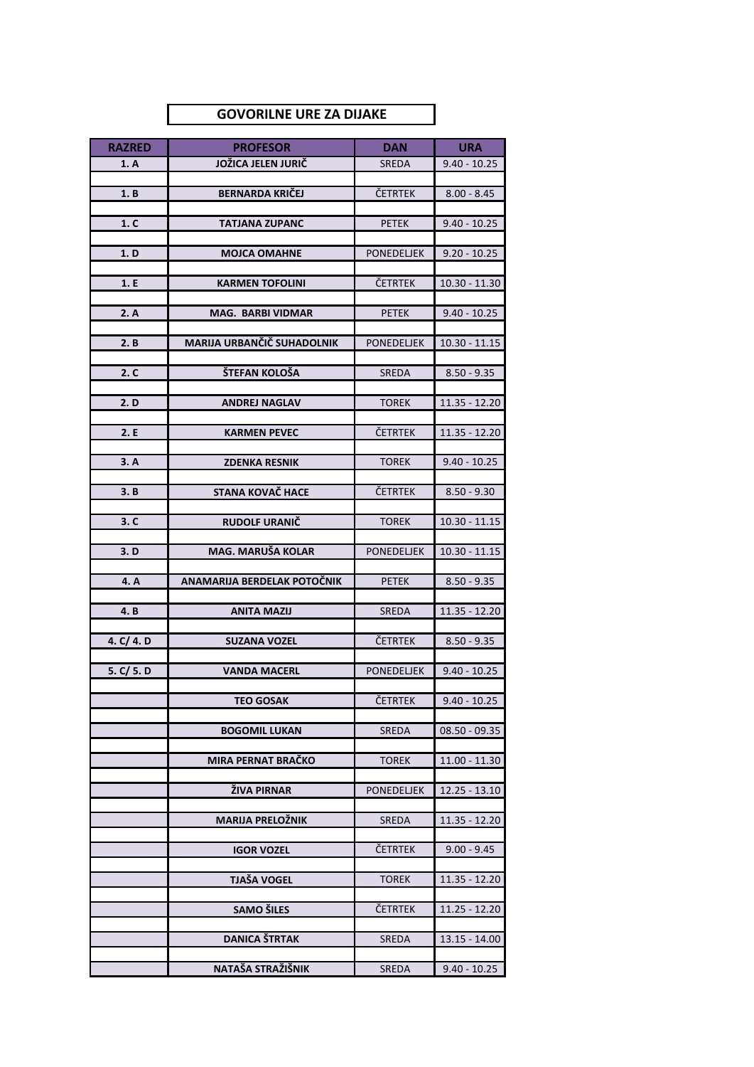## GOVORILNE URE ZA DIJAKE

| RAZRED | PROFESOR | DAN | URA |
|---|---|---|---|
| 1. A | JOŽICA JELEN JURIČ | SREDA | 9.40 - 10.25 |
| 1. B | BERNARDA KRIČEJ | ČETRTEK | 8.00 - 8.45 |
| 1. C | TATJANA ZUPANC | PETEK | 9.40 - 10.25 |
| 1. D | MOJCA OMAHNE | PONEDELJEK | 9.20 - 10.25 |
| 1. E | KARMEN TOFOLINI | ČETRTEK | 10.30 - 11.30 |
| 2. A | MAG. BARBI VIDMAR | PETEK | 9.40 - 10.25 |
| 2. B | MARIJA URBANČIČ SUHADOLNIK | PONEDELJEK | 10.30 - 11.15 |
| 2. C | ŠTEFAN KOLOŠA | SREDA | 8.50 - 9.35 |
| 2. D | ANDREJ NAGLAV | TOREK | 11.35 - 12.20 |
| 2. E | KARMEN PEVEC | ČETRTEK | 11.35 - 12.20 |
| 3. A | ZDENKA RESNIK | TOREK | 9.40 - 10.25 |
| 3. B | STANA KOVAČ HACE | ČETRTEK | 8.50 - 9.30 |
| 3. C | RUDOLF URANIČ | TOREK | 10.30 - 11.15 |
| 3. D | MAG. MARUŠA KOLAR | PONEDELJEK | 10.30 - 11.15 |
| 4. A | ANAMARIJA BERDELAK POTOČNIK | PETEK | 8.50 - 9.35 |
| 4. B | ANITA MAZIJ | SREDA | 11.35 - 12.20 |
| 4. C/ 4. D | SUZANA VOZEL | ČETRTEK | 8.50 - 9.35 |
| 5. C/ 5. D | VANDA MACERL | PONEDELJEK | 9.40 - 10.25 |
| | TEO GOSAK | ČETRTEK | 9.40 - 10.25 |
| | BOGOMIL LUKAN | SREDA | 08.50 - 09.35 |
| | MIRA PERNAT BRAČKO | TOREK | 11.00 - 11.30 |
| | ŽIVA PIRNAR | PONEDELJEK | 12.25 - 13.10 |
| | MARIJA PRELOŽNIK | SREDA | 11.35 - 12.20 |
| | IGOR VOZEL | ČETRTEK | 9.00 - 9.45 |
| | TJAŠA VOGEL | TOREK | 11.35 - 12.20 |
| | SAMO ŠILES | ČETRTEK | 11.25 - 12.20 |
| | DANICA ŠTRTAK | SREDA | 13.15 - 14.00 |
| | NATAŠA STRAŽIŠNIK | SREDA | 9.40 - 10.25 |